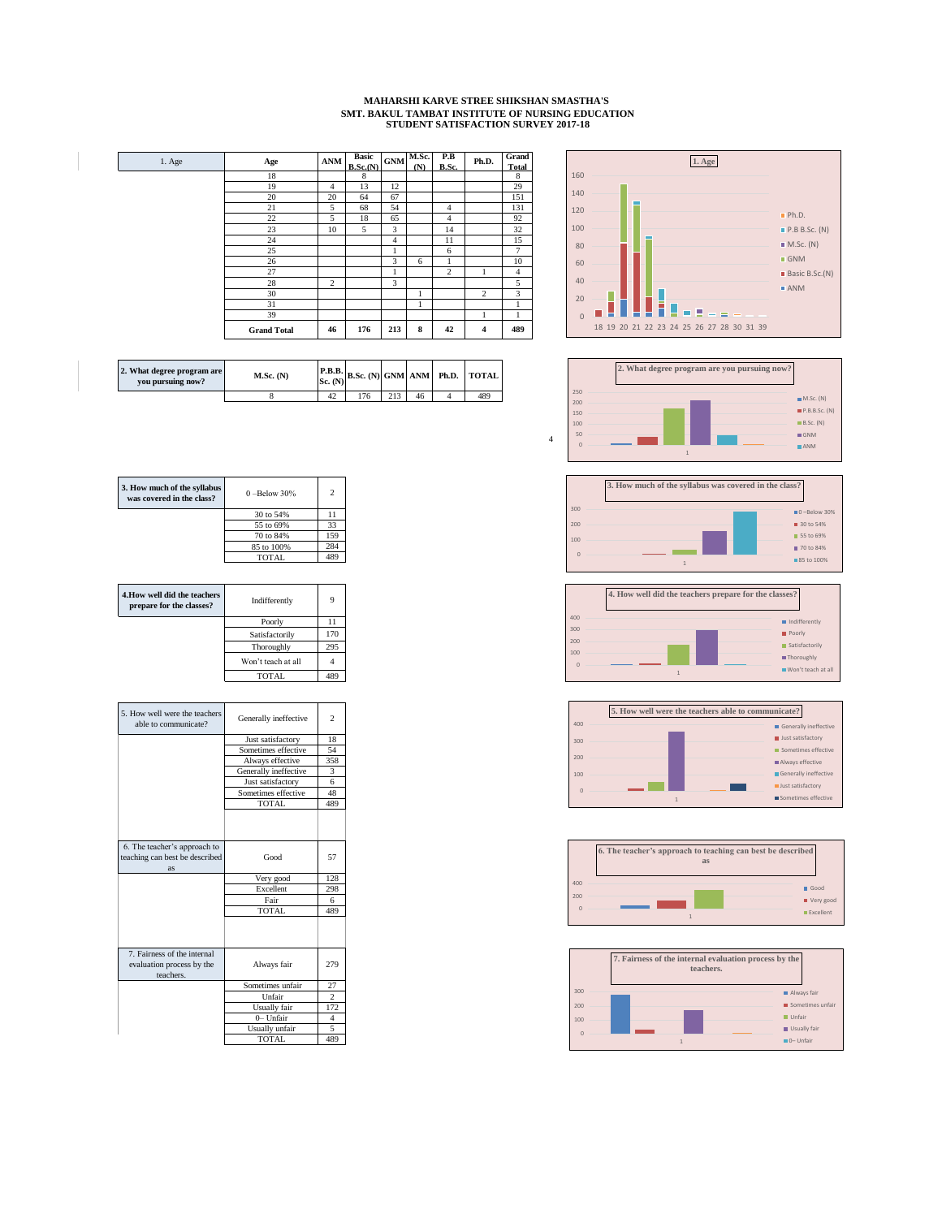# MAHARSHI KARVE STREE SHIKSHAN SMASTHA'S
# SMT. BAKUL TAMBAT INSTITUTE OF NURSING EDUCATION
## STUDENT SATISFACTION SURVEY 2017-18

**1. Age**

| Age | ANM | Basic B.Sc.(N) | GNM | M.Sc. (N) | P.B B.Sc. | Ph.D. | Grand Total |
|---|---|---|---|---|---|---|---|
| 18 | | 8 | | | | | 8 |
| 19 | 4 | 13 | 12 | | | | 29 |
| 20 | 20 | 64 | 67 | | | | 151 |
| 21 | 5 | 68 | 54 | | 4 | | 131 |
| 22 | 5 | 18 | 65 | | 4 | | 92 |
| 23 | 10 | 5 | 3 | | 14 | | 32 |
| 24 | | | 4 | | 11 | | 15 |
| 25 | | | 1 | | 6 | | 7 |
| 26 | | | 3 | 6 | 1 | | 10 |
| 27 | | | 1 | | 2 | 1 | 4 |
| 28 | 2 | | 3 | | | | 5 |
| 30 | | | | 1 | | 2 | 3 |
| 31 | | | | 1 | | | 1 |
| 39 | | | | | | 1 | 1 |
| **Grand Total** | **46** | **176** | **213** | **8** | **42** | **4** | **489** |

**2. What degree program are you pursuing now?**

| M.Sc. (N) | P.B.B.Sc. (N) | B.Sc. (N) | GNM | ANM | Ph.D. | TOTAL |
|---|---|---|---|---|---|---|
| 8 | 42 | 176 | 213 | 46 | 4 | 489 |

**3. How much of the syllabus was covered in the class?**

| Response | Count |
|---|---|
| 0 –Below 30% | 2 |
| 30 to 54% | 11 |
| 55 to 69% | 33 |
| 70 to 84% | 159 |
| 85 to 100% | 284 |
| TOTAL | 489 |

**4.How well did the teachers prepare for the classes?**

| Response | Count |
|---|---|
| Indifferently | 9 |
| Poorly | 11 |
| Satisfactorily | 170 |
| Thoroughly | 295 |
| Won't teach at all | 4 |
| TOTAL | 489 |

5. How well were the teachers able to communicate?

| Response | Count |
|---|---|
| Generally ineffective | 2 |
| Just satisfactory | 18 |
| Sometimes effective | 54 |
| Always effective | 358 |
| Generally ineffective | 3 |
| Just satisfactory | 6 |
| Sometimes effective | 48 |
| TOTAL | 489 |

6. The teacher's approach to teaching can best be described as

| Response | Count |
|---|---|
| Good | 57 |
| Very good | 128 |
| Excellent | 298 |
| Fair | 6 |
| TOTAL | 489 |

7. Fairness of the internal evaluation process by the teachers.

| Response | Count |
|---|---|
| Always fair | 279 |
| Sometimes unfair | 27 |
| Unfair | 2 |
| Usually fair | 172 |
| 0– Unfair | 4 |
| Usually unfair | 5 |
| TOTAL | 489 |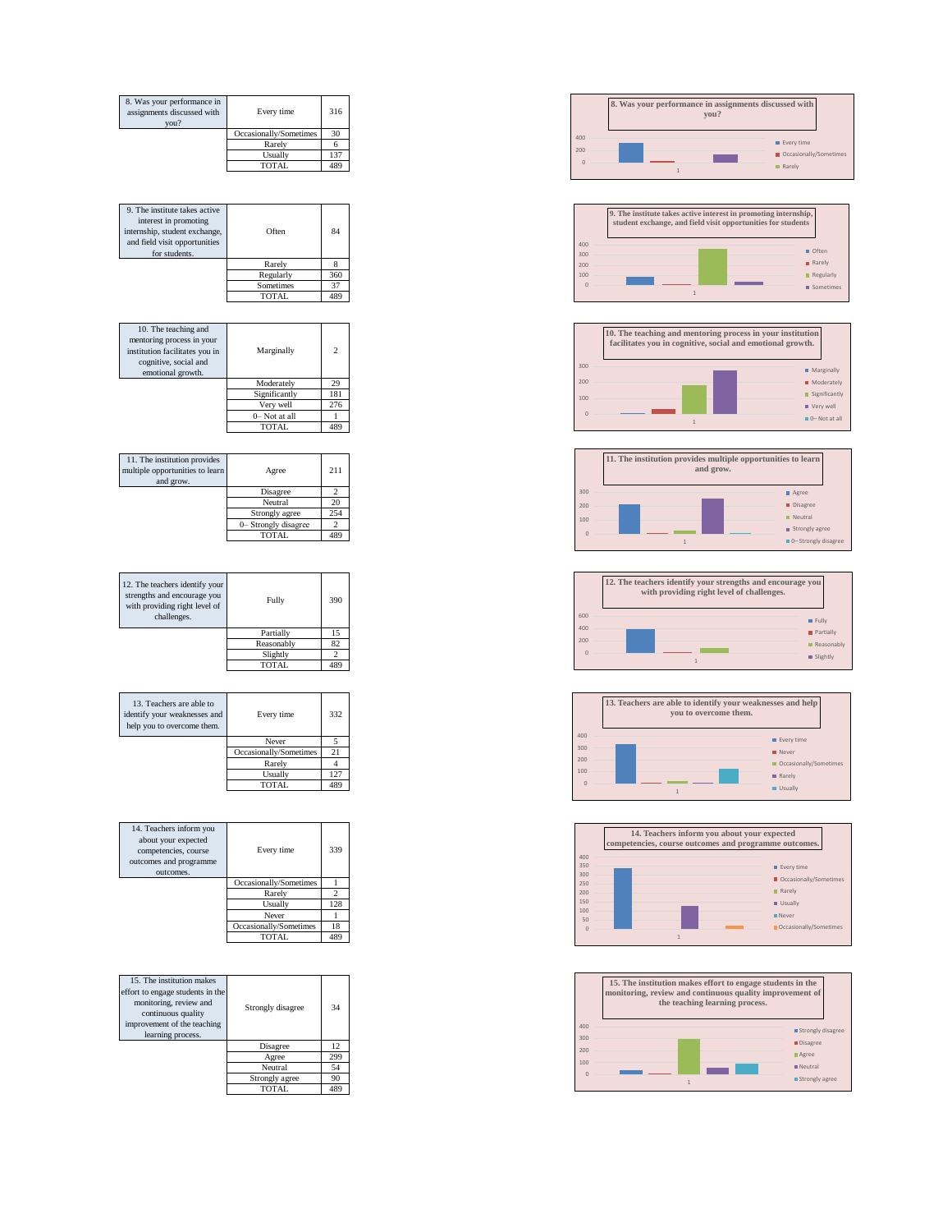| 8. Was your performance in assignments discussed with you? | Every time | 316 |
|---|---|---|
| | Occasionally/Sometimes | 30 |
| | Rarely | 6 |
| | Usually | 137 |
| | TOTAL | 489 |

| 9. The institute takes active interest in promoting internship, student exchange, and field visit opportunities for students. | Often | 84 |
|---|---|---|
| | Rarely | 8 |
| | Regularly | 360 |
| | Sometimes | 37 |
| | TOTAL | 489 |

| 10. The teaching and mentoring process in your institution facilitates you in cognitive, social and emotional growth. | Marginally | 2 |
|---|---|---|
| | Moderately | 29 |
| | Significantly | 181 |
| | Very well | 276 |
| | 0– Not at all | 1 |
| | TOTAL | 489 |

| 11. The institution provides multiple opportunities to learn and grow. | Agree | 211 |
|---|---|---|
| | Disagree | 2 |
| | Neutral | 20 |
| | Strongly agree | 254 |
| | 0– Strongly disagree | 2 |
| | TOTAL | 489 |

| 12. The teachers identify your strengths and encourage you with providing right level of challenges. | Fully | 390 |
|---|---|---|
| | Partially | 15 |
| | Reasonably | 82 |
| | Slightly | 2 |
| | TOTAL | 489 |

| 13. Teachers are able to identify your weaknesses and help you to overcome them. | Every time | 332 |
|---|---|---|
| | Never | 5 |
| | Occasionally/Sometimes | 21 |
| | Rarely | 4 |
| | Usually | 127 |
| | TOTAL | 489 |

| 14. Teachers inform you about your expected competencies, course outcomes and programme outcomes. | Every time | 339 |
|---|---|---|
| | Occasionally/Sometimes | 1 |
| | Rarely | 2 |
| | Usually | 128 |
| | Never | 1 |
| | Occasionally/Sometimes | 18 |
| | TOTAL | 489 |

| 15. The institution makes effort to engage students in the monitoring, review and continuous quality improvement of the teaching learning process. | Strongly disagree | 34 |
|---|---|---|
| | Disagree | 12 |
| | Agree | 299 |
| | Neutral | 54 |
| | Strongly agree | 90 |
| | TOTAL | 489 |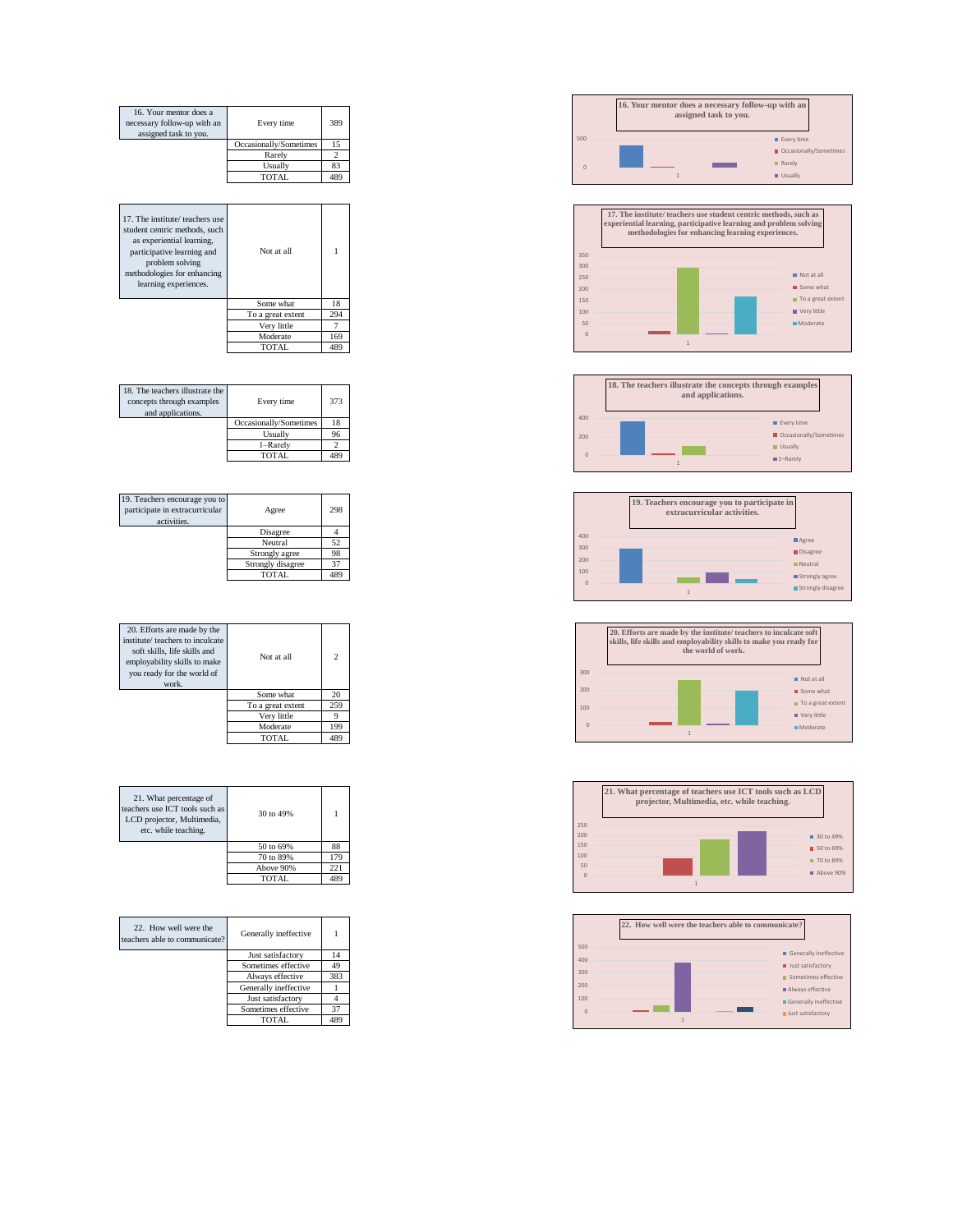| 16. Your mentor does a necessary follow-up with an assigned task to you. | | |
|---|---|---|
| | Every time | 389 |
| | Occasionally/Sometimes | 15 |
| | Rarely | 2 |
| | Usually | 83 |
| | TOTAL | 489 |

16. Your mentor does a necessary follow-up with an assigned task to you.

500
0
1
Every time
Occasionally/Sometimes
Rarely
Usually

| 17. The institute/ teachers use student centric methods, such as experiential learning, participative learning and problem solving methodologies for enhancing learning experiences. | | |
|---|---|---|
| | Not at all | 1 |
| | Some what | 18 |
| | To a great extent | 294 |
| | Very little | 7 |
| | Moderate | 169 |
| | TOTAL | 489 |

17. The institute/ teachers use student centric methods, such as experiential learning, participative learning and problem solving methodologies for enhancing learning experiences.

350
300
250
200
150
100
50
0
1
Not at all
Some what
To a great extent
Very little
Moderate

| 18. The teachers illustrate the concepts through examples and applications. | | |
|---|---|---|
| | Every time | 373 |
| | Occasionally/Sometimes | 18 |
| | Usually | 96 |
| | 1–Rarely | 2 |
| | TOTAL | 489 |

18. The teachers illustrate the concepts through examples and applications.

400
200
0
1
Every time
Occasionally/Sometimes
Usually
1–Rarely

| 19. Teachers encourage you to participate in extracurricular activities. | | |
|---|---|---|
| | Agree | 298 |
| | Disagree | 4 |
| | Neutral | 52 |
| | Strongly agree | 98 |
| | Strongly disagree | 37 |
| | TOTAL | 489 |

19. Teachers encourage you to participate in extracurricular activities.

400
300
200
100
0
1
Agree
Disagree
Neutral
Strongly agree
Strongly disagree

| 20. Efforts are made by the institute/ teachers to inculcate soft skills, life skills and employability skills to make you ready for the world of work. | | |
|---|---|---|
| | Not at all | 2 |
| | Some what | 20 |
| | To a great extent | 259 |
| | Very little | 9 |
| | Moderate | 199 |
| | TOTAL | 489 |

20. Efforts are made by the institute/ teachers to inculcate soft skills, life skills and employability skills to make you ready for the world of work.

300
200
100
0
1
Not at all
Some what
To a great extent
Very little
Moderate

| 21. What percentage of teachers use ICT tools such as LCD projector, Multimedia, etc. while teaching. | | |
|---|---|---|
| | 30 to 49% | 1 |
| | 50 to 69% | 88 |
| | 70 to 89% | 179 |
| | Above 90% | 221 |
| | TOTAL | 489 |

21. What percentage of teachers use ICT tools such as LCD projector, Multimedia, etc. while teaching.

250
200
150
100
50
0
1
30 to 49%
50 to 69%
70 to 89%
Above 90%

| 22. How well were the teachers able to communicate? | | |
|---|---|---|
| | Generally ineffective | 1 |
| | Just satisfactory | 14 |
| | Sometimes effective | 49 |
| | Always effective | 383 |
| | Generally ineffective | 1 |
| | Just satisfactory | 4 |
| | Sometimes effective | 37 |
| | TOTAL | 489 |

22. How well were the teachers able to communicate?

500
400
300
200
100
0
1
Generally ineffective
Just satisfactory
Sometimes effective
Always effective
Generally ineffective
Just satisfactory